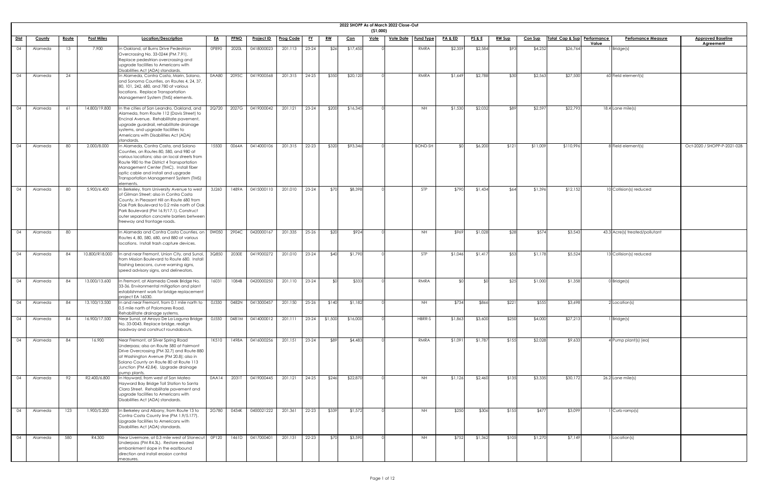# 2022 SHOPP As of March 2022 Close-Out

($1,000)

| Dist | County | Route | Post Miles | Location/Description | EA | PPNO | Project ID | Prog Code | FY | RW | Con | Vote | Vote Date | Fund Type | PA & ED | PS & E | RW Sup | Con Sup | Total Cap & Sup | Performance Value | Perfomance Measure | Approved Baseline Agreement |
|---|---|---|---|---|---|---|---|---|---|---|---|---|---|---|---|---|---|---|---|---|---|---|
| 04 | Alameda | 13 | 7.900 | In Oakland, at Burns Drive Pedestrian Overcrossing No. 33-0244 (PM 7.91). Replace pedestrian overcrossing and upgrade facilities to Americans with Disabilities Act (ADA) standards. | 0P890 | 2020L | 0418000023 | 201.113 | 23-24 | $26 | $17,450 | 0 | | RMRA | $2,359 | $2,584 | $93 | $4,252 | $26,764 | 1 | Bridge(s) | |
| 04 | Alameda | 24 | | In Alameda, Contra Costa, Marin, Solano, and Sonoma Counties, on Routes 4, 24, 37, 80, 101, 242, 680, and 780 at various locations. Replace Transportation Management System (TMS) elements. | 0AA80 | 2095C | 0419000568 | 201.315 | 24-25 | $350 | $20,120 | 0 | | RMRA | $1,649 | $2,788 | $30 | $2,563 | $27,500 | 60 | Field element(s) | |
| 04 | Alameda | 61 | 14.800/19.800 | In the cities of San Leandro, Oakland, and Alameda, from Route 112 (Davis Street) to Encinal Avenue. Rehabilitate pavement, upgrade guardrail, rehabilitate drainage systems, and upgrade facilities to Americans with Disabilities Act (ADA) standards. | 2Q720 | 2027G | 0419000042 | 201.121 | 23-24 | $200 | $16,345 | 0 | | NH | $1,530 | $2,032 | $89 | $2,597 | $22,793 | 18.4 | Lane mile(s) | |
| 04 | Alameda | 80 | 2.000/8.000 | In Alameda, Contra Costa, and Solano Counties, on Routes 80, 580, and 980 at various locations; also on local streets from Route 980 to the District 4 Transportation Management Center (TMC). Install fiber optic cable and install and upgrade Transportation Management System (TMS) elements. | 15500 | 0064A | 0414000106 | 201.315 | 22-23 | $320 | $93,346 | 0 | | BOND-SH | $0 | $6,200 | $121 | $11,009 | $110,996 | 8 | Field element(s) | Oct-2020 / SHOPP-P-2021-02B |
| 04 | Alameda | 80 | 5.900/6.400 | In Berkeley, from University Avenue to west of Gilman Street; also in Contra Costa County, in Pleasant Hill on Route 680 from Oak Park Boulevard to 0.2 mile north of Oak Park Boulevard (PM 16.9/17.1). Construct outer separation concrete barriers between freeway and frontage roads. | 3J260 | 1489A | 0415000110 | 201.010 | 23-24 | $70 | $8,398 | 0 | | STP | $790 | $1,434 | $64 | $1,396 | $12,152 | 10 | Collision(s) reduced | |
| 04 | Alameda | 80 | | In Alameda and Contra Costa Counties, on Routes 4, 80, 580, 680, and 880 at various locations. Install trash capture devices. | 0W050 | 2904C | 0420000167 | 201.335 | 25-26 | $20 | $924 | 0 | | NH | $969 | $1,028 | $28 | $574 | $3,543 | 43.3 | Acre(s) treated/pollutant | |
| 04 | Alameda | 84 | 10.800/R18.000 | In and near Fremont, Union City, and Sunol, from Mission Boulevard to Route 680. Install flashing beacons, curve warning signs, speed advisory signs, and delineators. | 3Q850 | 2030E | 0419000272 | 201.010 | 23-24 | $40 | $1,790 | 0 | | STP | $1,046 | $1,417 | $53 | $1,178 | $5,524 | 13 | Collision(s) reduced | |
| 04 | Alameda | 84 | 13.000/13.600 | In Fremont, at Alameda Creek Bridge No. 33-36. Environmental mitigation and plant establishment work for bridge replacement project EA 16030. | 16031 | 1084B | 0420000250 | 201.110 | 23-24 | $0 | $333 | 0 | | RMRA | $0 | $0 | $25 | $1,000 | $1,358 | 0 | Bridge(s) | |
| 04 | Alameda | 84 | 13.100/13.500 | In and near Fremont, from 0.1 mile north to 0.5 mile north of Palomares Road. Rehabilitate drainage systems. | 0J330 | 0482N | 0413000457 | 201.150 | 25-26 | $140 | $1,182 | 0 | | NH | $734 | $866 | $221 | $555 | $3,698 | 2 | Location(s) | |
| 04 | Alameda | 84 | 16.900/17.500 | Near Sunol, at Arroyo De La Laguna Bridge No. 33-0043. Replace bridge, realign roadway and construct roundabouts. | 0J550 | 0481M | 0414000012 | 201.111 | 23-24 | $1,500 | $16,000 | 0 | | HBRR-S | $1,863 | $3,600 | $250 | $4,000 | $27,213 | 1 | Bridge(s) | |
| 04 | Alameda | 84 | 16.900 | Near Fremont, at Silver Spring Road Underpass; also on Route 580 at Fairmont Drive Overcrossing (PM 32.7) and Route 880 at Washington Avenue (PM 20.8); also in Solano County on Route 80 at Route 113 Junction (PM 42.84). Upgrade drainage pump plants. | 1K510 | 1498A | 0416000256 | 201.151 | 23-24 | $89 | $4,483 | 0 | | RMRA | $1,091 | $1,787 | $155 | $2,028 | $9,633 | 4 | Pump plant(s) (ea) | |
| 04 | Alameda | 92 | R2.400/6.800 | In Hayward, from west of San Mateo Hayward Bay Bridge Toll Station to Santa Clara Street. Rehabilitate pavement and upgrade facilities to Americans with Disabilities Act (ADA) standards. | 0AA14 | 2031T | 0419000445 | 201.121 | 24-25 | $246 | $22,870 | 0 | | NH | $1,126 | $2,460 | $135 | $3,335 | $30,172 | 26.2 | Lane mile(s) | |
| 04 | Alameda | 123 | 1.900/5.200 | In Berkeley and Albany, from Route 13 to Contra Costa County line (PM 1.9/5.177). Upgrade facilities to Americans with Disabilities Act (ADA) standards. | 2G780 | 0434K | 0400021222 | 201.361 | 22-23 | $339 | $1,572 | 0 | | NH | $250 | $306 | $155 | $477 | $3,099 | 1 | Curb ramp(s) | |
| 04 | Alameda | 580 | R4.300 | Near Livermore, at 0.3 mile west of Stonecut Underpass (PM R4.3L). Restore eroded embankment slope in the eastbound direction and install erosion control measures. | 0P120 | 1461D | 0417000401 | 201.131 | 22-23 | $70 | $3,590 | 0 | | NH | $752 | $1,362 | $105 | $1,270 | $7,149 | 1 | Location(s) | |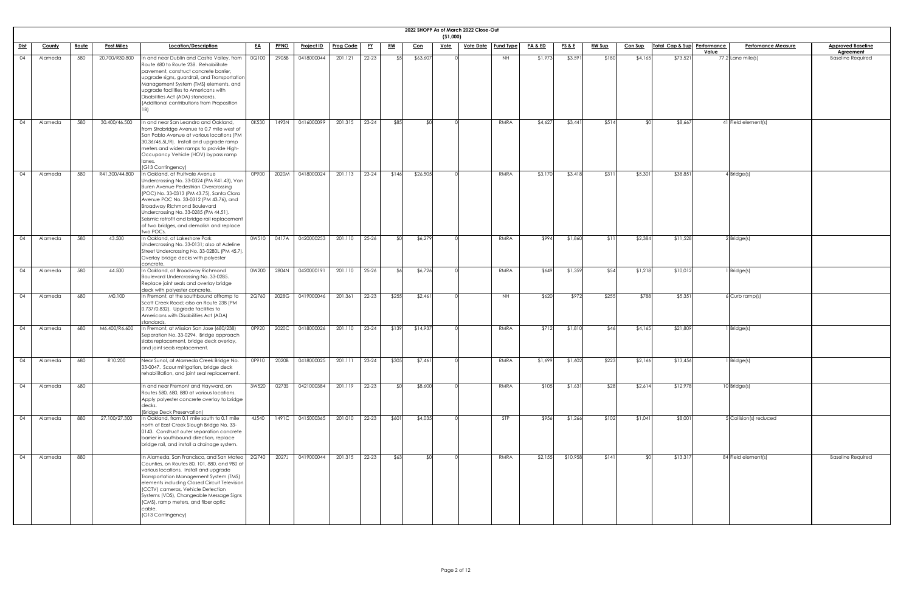## 2022 SHOPP As of March 2022 Close-Out

($1,000)

| Dist | County | Route | Post Miles | Location/Description | EA | PPNO | Project ID | Prog Code | FY | RW | Con | Vote | Vote Date | Fund Type | PA & ED | PS & E | RW Sup | Con Sup | Total Cap & Sup | Performance Value | Perfomance Measure | Approved Baseline Agreement |
|---|---|---|---|---|---|---|---|---|---|---|---|---|---|---|---|---|---|---|---|---|---|---|
| 04 | Alameda | 580 | 20.700/R30.800 | In and near Dublin and Castro Valley, from Route 680 to Route 238. Rehabilitate pavement, construct concrete barrier, upgrade signs, guardrail, and Transportation Management System (TMS) elements, and upgrade facilities to Americans with Disabilities Act (ADA) standards. (Additional contributions from Proposition 1B) | 0Q100 | 2905B | 0418000044 | 201.121 | 22-23 | $5 | $63,607 | 0 | | NH | $1,973 | $3,591 | $180 | $4,165 | $73,521 | 77.2 | Lane mile(s) | Baseline Required |
| 04 | Alameda | 580 | 30.400/46.500 | In and near San Leandro and Oakland, from Strobridge Avenue to 0.7 mile west of San Pablo Avenue at various locations (PM 30.36/46.5L/R). Install and upgrade ramp meters and widen ramps to provide High-Occupancy Vehicle (HOV) bypass ramp lanes. (G13 Contingency) | 0K530 | 1493N | 0416000099 | 201.315 | 23-24 | $85 | $0 | 0 | | RMRA | $4,627 | $3,441 | $514 | $0 | $8,667 | 41 | Field element(s) | |
| 04 | Alameda | 580 | R41.300/44.800 | In Oakland, at Fruitvale Avenue Undercrossing No. 33-0324 (PM R41.43), Van Buren Avenue Pedestrian Overcrossing (POC) No. 33-0313 (PM 43.75), Santa Clara Avenue POC No. 33-0312 (PM 43.76), and Broadway Richmond Boulevard Undercrossing No. 33-0285 (PM 44.51). Seismic retrofit and bridge rail replacement of two bridges, and demolish and replace two POCs. | 0P900 | 2020M | 0418000024 | 201.113 | 23-24 | $146 | $26,505 | 0 | | RMRA | $3,170 | $3,418 | $311 | $5,301 | $38,851 | 4 | Bridge(s) | |
| 04 | Alameda | 580 | 43.500 | In Oakland, at Lakeshore Park Undercrossing No. 33-0131; also at Adeline Street Undercrossing No. 33-0280L (PM 45.7). Overlay bridge decks with polyester concrete. | 0W510 | 0417A | 0420000253 | 201.110 | 25-26 | $0 | $6,279 | 0 | | RMRA | $994 | $1,860 | $11 | $2,384 | $11,528 | 2 | Bridge(s) | |
| 04 | Alameda | 580 | 44.500 | In Oakland, at Broadway Richmond Boulevard Undercrossing No. 33-0285. Replace joint seals and overlay bridge deck with polyester concrete. | 0W200 | 2804N | 0420000191 | 201.110 | 25-26 | $6 | $6,726 | 0 | | RMRA | $649 | $1,359 | $54 | $1,218 | $10,012 | 1 | Bridge(s) | |
| 04 | Alameda | 680 | M0.100 | In Fremont, at the southbound offramp to Scott Creek Road; also on Route 238 (PM 0.737/0.832). Upgrade facilities to Americans with Disabilities Act (ADA) standards. | 2Q760 | 2028G | 0419000046 | 201.361 | 22-23 | $255 | $2,461 | 0 | | NH | $620 | $972 | $255 | $788 | $5,351 | 6 | Curb ramp(s) | |
| 04 | Alameda | 680 | M6.400/R6.600 | In Fremont, at Mission San Jose (680/238) Separation No. 33-0294. Bridge approach slabs replacement, bridge deck overlay, and joint seals replacement. | 0P920 | 2020C | 0418000026 | 201.110 | 23-24 | $139 | $14,937 | 0 | | RMRA | $712 | $1,810 | $46 | $4,165 | $21,809 | 1 | Bridge(s) | |
| 04 | Alameda | 680 | R10.200 | Near Sunol, at Alameda Creek Bridge No. 33-0047. Scour mitigation, bridge deck rehabilitation, and joint seal replacement. | 0P910 | 2020B | 0418000025 | 201.111 | 23-24 | $305 | $7,461 | 0 | | RMRA | $1,699 | $1,602 | $223 | $2,166 | $13,456 | 1 | Bridge(s) | |
| 04 | Alameda | 680 | | In and near Fremont and Hayward, on Routes 580, 680, 880 at various locations. Apply polyester concrete overlay to bridge decks. (Bridge Deck Preservation) | 3W520 | 0273S | 0421000384 | 201.119 | 22-23 | $0 | $8,600 | 0 | | RMRA | $105 | $1,631 | $28 | $2,614 | $12,978 | 10 | Bridge(s) | |
| 04 | Alameda | 880 | 27.100/27.300 | In Oakland, from 0.1 mile south to 0.1 mile north of East Creek Slough Bridge No. 33-0143. Construct outer separation concrete barrier in southbound direction, replace bridge rail, and install a drainage system. | 4J540 | 1491C | 0415000365 | 201.010 | 22-23 | $601 | $4,035 | 0 | | STP | $956 | $1,266 | $102 | $1,041 | $8,001 | 5 | Collision(s) reduced | |
| 04 | Alameda | 880 | | In Alameda, San Francisco, and San Mateo Counties, on Routes 80, 101, 880, and 980 at various locations. Install and upgrade Transportation Management System (TMS) elements including Closed Circuit Television (CCTV) cameras, Vehicle Detection Systems (VDS), Changeable Message Signs (CMS), ramp meters, and fiber optic cable. (G13 Contingency) | 2Q740 | 2027J | 0419000044 | 201.315 | 22-23 | $63 | $0 | 0 | | RMRA | $2,155 | $10,958 | $141 | $0 | $13,317 | 84 | Field element(s) | Baseline Required |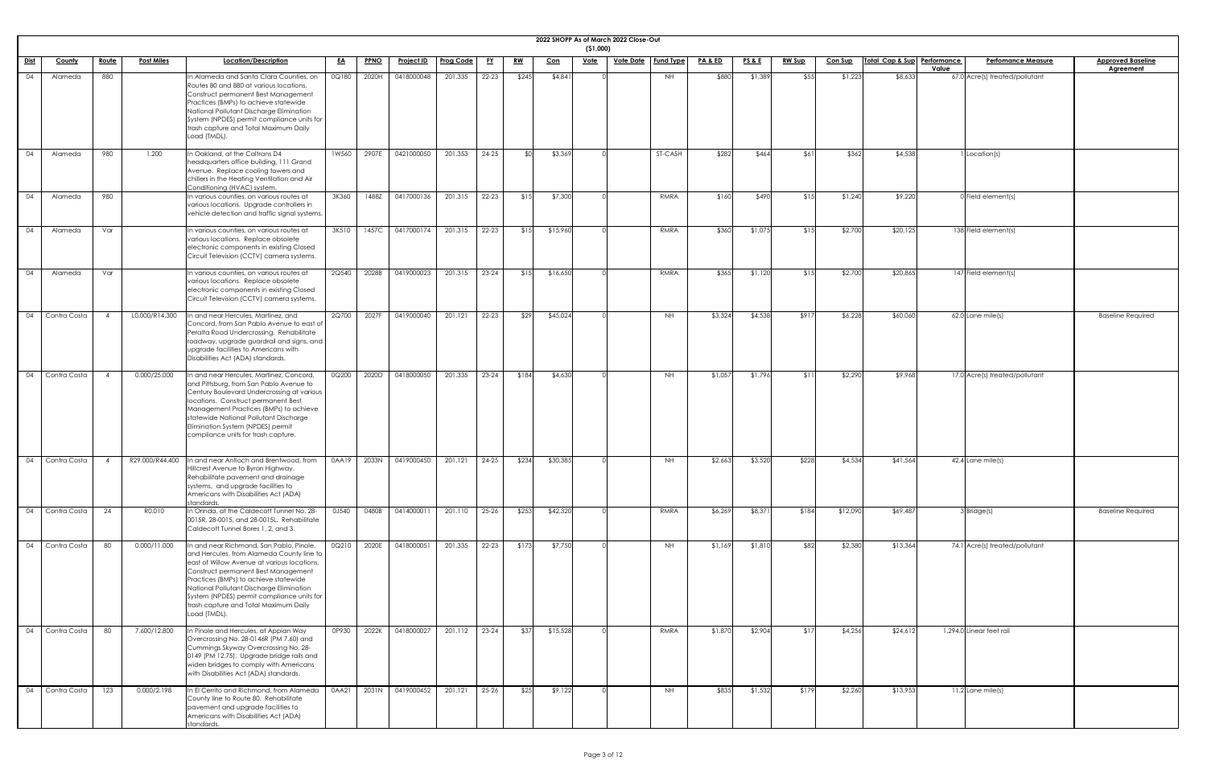## 2022 SHOPP As of March 2022 Close-Out

($1,000)

| Dist | County | Route | Post Miles | Location/Description | EA | PPNO | Project ID | Prog Code | FY | RW | Con | Vote | Vote Date | Fund Type | PA & ED | PS & E | RW Sup | Con Sup | Total Cap & Sup | Performance Value | Perfomance Measure | Approved Baseline Agreement |
|---|---|---|---|---|---|---|---|---|---|---|---|---|---|---|---|---|---|---|---|---|---|---|
| 04 | Alameda | 880 | | In Alameda and Santa Clara Counties, on Routes 80 and 880 at various locations. Construct permanent Best Management Practices (BMPs) to achieve statewide National Pollutant Discharge Elimination System (NPDES) permit compliance units for trash capture and Total Maximum Daily Load (TMDL). | 0Q180 | 2020H | 0418000048 | 201.335 | 22-23 | $245 | $4,841 | 0 | | NH | $880 | $1,389 | $55 | $1,223 | $8,633 | 67.0 | Acre(s) treated/pollutant | |
| 04 | Alameda | 980 | 1.200 | In Oakland, at the Caltrans D4 headquarters office building, 111 Grand Avenue. Replace cooling towers and chillers in the Heating Ventilation and Air Conditioning (HVAC) system. | 1W560 | 2907E | 0421000050 | 201.353 | 24-25 | $0 | $3,369 | 0 | | ST-CASH | $282 | $464 | $61 | $362 | $4,538 | 1 | Location(s) | |
| 04 | Alameda | 980 | | In various counties, on various routes at various locations. Upgrade controllers in vehicle detection and traffic signal systems. | 3K360 | 1488Z | 0417000136 | 201.315 | 22-23 | $15 | $7,300 | 0 | | RMRA | $160 | $490 | $15 | $1,240 | $9,220 | 0 | Field element(s) | |
| 04 | Alameda | Var | | In various counties, on various routes at various locations. Replace obsolete electronic components in existing Closed Circuit Television (CCTV) camera systems. | 3K510 | 1457C | 0417000174 | 201.315 | 22-23 | $15 | $15,960 | 0 | | RMRA | $360 | $1,075 | $15 | $2,700 | $20,125 | 138 | Field element(s) | |
| 04 | Alameda | Var | | In various counties, on various routes at various locations. Replace obsolete electronic components in existing Closed Circuit Television (CCTV) camera systems. | 2Q540 | 2028B | 0419000023 | 201.315 | 23-24 | $15 | $16,650 | 0 | | RMRA | $365 | $1,120 | $15 | $2,700 | $20,865 | 147 | Field element(s) | |
| 04 | Contra Costa | 4 | L0.000/R14.300 | In and near Hercules, Martinez, and Concord, from San Pablo Avenue to east of Peralta Road Undercrossing. Rehabilitate roadway, upgrade guardrail and signs, and upgrade facilities to Americans with Disabilities Act (ADA) standards. | 2Q700 | 2027F | 0419000040 | 201.121 | 22-23 | $29 | $45,024 | 0 | | NH | $3,324 | $4,538 | $917 | $6,228 | $60,060 | 62.0 | Lane mile(s) | Baseline Required |
| 04 | Contra Costa | 4 | 0.000/25.000 | In and near Hercules, Martinez, Concord, and Pittsburg, from San Pablo Avenue to Century Boulevard Undercrossing at various locations. Construct permanent Best Management Practices (BMPs) to achieve statewide National Pollutant Discharge Elimination System (NPDES) permit compliance units for trash capture. | 0Q200 | 2020D | 0418000050 | 201.335 | 23-24 | $184 | $4,630 | 0 | | NH | $1,057 | $1,796 | $11 | $2,290 | $9,968 | 17.0 | Acre(s) treated/pollutant | |
| 04 | Contra Costa | 4 | R29.000/R44.400 | In and near Antioch and Brentwood, from Hillcrest Avenue to Byron Highway. Rehabilitate pavement and drainage systems, and upgrade facilities to Americans with Disabilities Act (ADA) standards. | 0AA19 | 2033N | 0419000450 | 201.121 | 24-25 | $234 | $30,385 | 0 | | NH | $2,663 | $3,520 | $228 | $4,534 | $41,564 | 42.4 | Lane mile(s) | |
| 04 | Contra Costa | 24 | R0.010 | In Orinda, at the Caldecott Tunnel No. 28-0015R, 28-0015, and 28-0015L. Rehabilitate Caldecott Tunnel Bores 1, 2, and 3. | 0J540 | 0480B | 0414000011 | 201.110 | 25-26 | $253 | $42,320 | 0 | | RMRA | $6,269 | $8,371 | $184 | $12,090 | $69,487 | 3 | Bridge(s) | Baseline Required |
| 04 | Contra Costa | 80 | 0.000/11.000 | In and near Richmond, San Pablo, Pinole, and Hercules, from Alameda County line to east of Willow Avenue at various locations. Construct permanent Best Management Practices (BMPs) to achieve statewide National Pollutant Discharge Elimination System (NPDES) permit compliance units for trash capture and Total Maximum Daily Load (TMDL). | 0Q210 | 2020E | 0418000051 | 201.335 | 22-23 | $173 | $7,750 | 0 | | NH | $1,169 | $1,810 | $82 | $2,380 | $13,364 | 74.1 | Acre(s) treated/pollutant | |
| 04 | Contra Costa | 80 | 7.600/12.800 | In Pinole and Hercules, at Appian Way Overcrossing No. 28-0146R (PM 7.60) and Cummings Skyway Overcrossing No. 28-0149 (PM 12.75). Upgrade bridge rails and widen bridges to comply with Americans with Disabilities Act (ADA) standards. | 0P930 | 2022K | 0418000027 | 201.112 | 23-24 | $37 | $15,528 | 0 | | RMRA | $1,870 | $2,904 | $17 | $4,256 | $24,612 | 1,294.0 | Linear feet rail | |
| 04 | Contra Costa | 123 | 0.000/2.198 | In El Cerrito and Richmond, from Alameda County line to Route 80. Rehabilitate pavement and upgrade facilities to Americans with Disabilities Act (ADA) standards. | 0AA21 | 2031N | 0419000452 | 201.121 | 25-26 | $25 | $9,122 | 0 | | NH | $835 | $1,532 | $179 | $2,260 | $13,953 | 11.2 | Lane mile(s) | |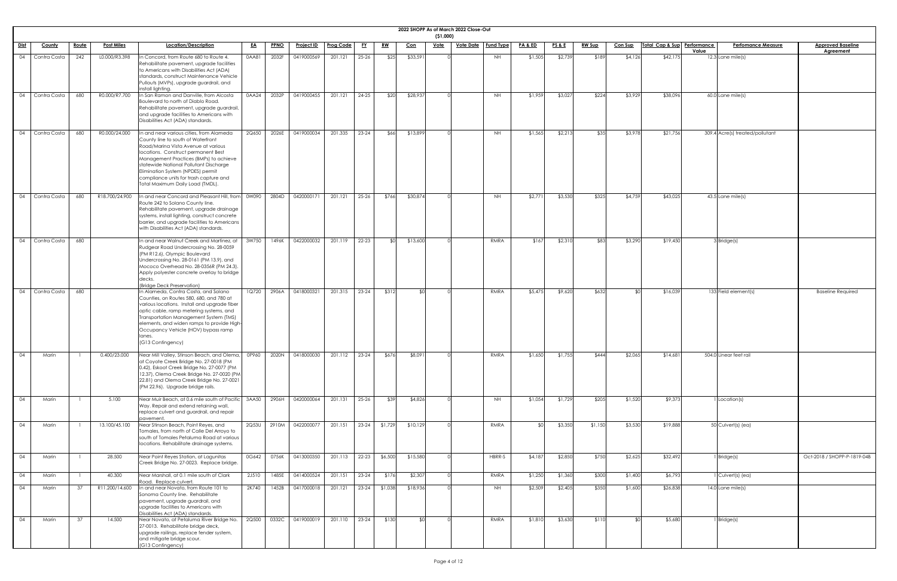# 2022 SHOPP As of March 2022 Close-Out

($1,000)

| Dist | County | Route | Post Miles | Location/Description | EA | PPNO | Project ID | Prog Code | FY | RW | Con | Vote | Vote Date | Fund Type | PA & ED | PS & E | RW Sup | Con Sup | Total Cap & Sup | Performance Value | Perfomance Measure | Approved Baseline Agreement |
|---|---|---|---|---|---|---|---|---|---|---|---|---|---|---|---|---|---|---|---|---|---|---|
| 04 | Contra Costa | 242 | L0.000/R3.398 | In Concord, from Route 680 to Route 4. Rehabilitate pavement, upgrade facilities to Americans with Disabilities Act (ADA) standards, construct Maintenance Vehicle Pullouts (MVPs), upgrade guardrail, and install lighting. | 0AA81 | 2032F | 0419000569 | 201.121 | 25-26 | $25 | $33,591 | 0 | | NH | $1,505 | $2,739 | $189 | $4,126 | $42,175 | 12.3 | Lane mile(s) | |
| 04 | Contra Costa | 680 | R0.000/R7.700 | In San Ramon and Danville, from Alcosta Boulevard to north of Diablo Road. Rehabilitate pavement, upgrade guardrail, and upgrade facilities to Americans with Disabilities Act (ADA) standards. | 0AA24 | 2032P | 0419000455 | 201.121 | 24-25 | $20 | $28,937 | 0 | | NH | $1,959 | $3,027 | $224 | $3,929 | $38,096 | 60.0 | Lane mile(s) | |
| 04 | Contra Costa | 680 | R0.000/24.000 | In and near various cities, from Alameda County line to south of Waterfront Road/Marina Vista Avenue at various locations. Construct permanent Best Management Practices (BMPs) to achieve statewide National Pollutant Discharge Elimination System (NPDES) permit compliance units for trash capture and Total Maximum Daily Load (TMDL). | 2Q650 | 2026E | 0419000034 | 201.335 | 23-24 | $66 | $13,899 | 0 | | NH | $1,565 | $2,213 | $35 | $3,978 | $21,756 | 309.4 | Acre(s) treated/pollutant | |
| 04 | Contra Costa | 680 | R18.700/24.900 | In and near Concord and Pleasant Hill, from Route 242 to Solano County line. Rehabilitate pavement, upgrade drainage systems, install lighting, construct concrete barrier, and upgrade facilities to Americans with Disabilities Act (ADA) standards. | 0W090 | 2804D | 0420000171 | 201.121 | 25-26 | $766 | $30,874 | 0 | | NH | $2,771 | $3,530 | $325 | $4,759 | $43,025 | 43.5 | Lane mile(s) | |
| 04 | Contra Costa | 680 | | In and near Walnut Creek and Martinez, at Rudgear Road Undercrossing No. 28-0059 (PM R12.6), Olympic Boulevard Undercrossing No. 28-0161 (PM 13.9), and Mococo Overhead No. 28-0356R (PM 24.3). Apply polyester concrete overlay to bridge decks. (Bridge Deck Preservation) | 3W750 | 1496K | 0422000032 | 201.119 | 22-23 | $0 | $13,600 | 0 | | RMRA | $167 | $2,310 | $83 | $3,290 | $19,450 | 3 | Bridge(s) | |
| 04 | Contra Costa | 680 | | In Alameda, Contra Costa, and Solano Counties, on Routes 580, 680, and 780 at various locations. Install and upgrade fiber optic cable, ramp metering systems, and Transportation Management System (TMS) elements, and widen ramps to provide High-Occupancy Vehicle (HOV) bypass ramp lanes. (G13 Contingency) | 1Q720 | 2906A | 0418000321 | 201.315 | 23-24 | $312 | $0 | 0 | | RMRA | $5,475 | $9,620 | $632 | $0 | $16,039 | 133 | Field element(s) | Baseline Required |
| 04 | Marin | 1 | 0.400/23.000 | Near Mill Valley, Stinson Beach, and Olema, at Coyote Creek Bridge No. 27-0018 (PM 0.42), Eskoot Creek Bridge No. 27-0077 (PM 12.37), Olema Creek Bridge No. 27-0020 (PM 22.81) and Olema Creek Bridge No. 27-0021 (PM 22.96). Upgrade bridge rails. | 0P960 | 2020N | 0418000030 | 201.112 | 23-24 | $676 | $8,091 | 0 | | RMRA | $1,650 | $1,755 | $444 | $2,065 | $14,681 | 504.0 | Linear feet rail | |
| 04 | Marin | 1 | 5.100 | Near Muir Beach, at 0.6 mile south of Pacific Way. Repair and extend retaining wall, replace culvert and guardrail, and repair pavement. | 3AA50 | 2906H | 0420000064 | 201.131 | 25-26 | $39 | $4,826 | 0 | | NH | $1,054 | $1,729 | $205 | $1,520 | $9,373 | 1 | Location(s) | |
| 04 | Marin | 1 | 13.100/45.100 | Near Stinson Beach, Point Reyes, and Tomales, from north of Calle Del Arroyo to south of Tomales Petaluma Road at various locations. Rehabilitate drainage systems. | 2Q53U | 2910M | 0422000077 | 201.151 | 23-24 | $1,729 | $10,129 | 0 | | RMRA | $0 | $3,350 | $1,150 | $3,530 | $19,888 | 50 | Culvert(s) (ea) | |
| 04 | Marin | 1 | 28.500 | Near Point Reyes Station, at Lagunitas Creek Bridge No. 27-0023. Replace bridge. | 0G642 | 0756K | 0413000350 | 201.113 | 22-23 | $6,500 | $15,580 | 0 | | HBRR-S | $4,187 | $2,850 | $750 | $2,625 | $32,492 | 1 | Bridge(s) | Oct-2018 / SHOPP-P-1819-04B |
| 04 | Marin | 1 | 40.300 | Near Marshall, at 0.1 mile south of Clark Road. Replace culvert. | 2J510 | 1485E | 0414000524 | 201.151 | 23-24 | $176 | $2,307 | 0 | | RMRA | $1,250 | $1,360 | $300 | $1,400 | $6,793 | 1 | Culvert(s) (ea) | |
| 04 | Marin | 37 | R11.200/14.600 | In and near Novato, from Route 101 to Sonoma County line. Rehabilitate pavement, upgrade guardrail, and upgrade facilities to Americans with Disabilities Act (ADA) standards. | 2K740 | 1452B | 0417000018 | 201.121 | 23-24 | $1,038 | $18,936 | 0 | | NH | $2,509 | $2,405 | $350 | $1,600 | $26,838 | 14.0 | Lane mile(s) | |
| 04 | Marin | 37 | 14.500 | Near Novato, at Petaluma River Bridge No. 27-0013. Rehabilitate bridge deck, upgrade railings, replace fender system, and mitigate bridge scour. (G13 Contingency) | 2Q500 | 0332C | 0419000019 | 201.110 | 23-24 | $130 | $0 | 0 | | RMRA | $1,810 | $3,630 | $110 | $0 | $5,680 | 1 | Bridge(s) | |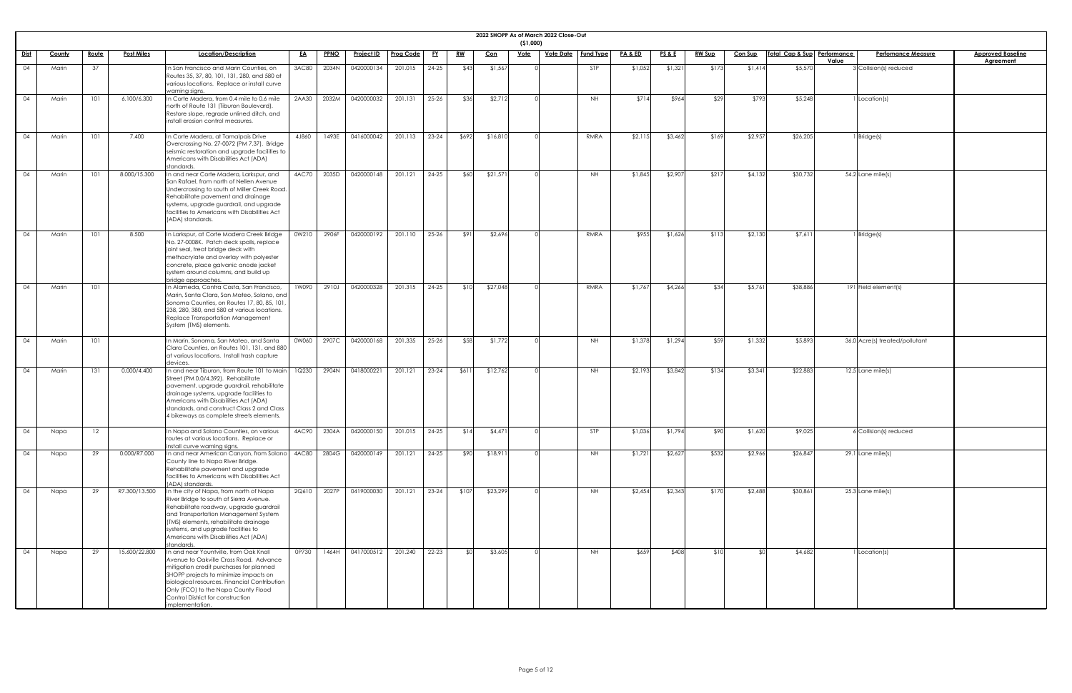**2022 SHOPP As of March 2022 Close-Out**

**($1,000)**

| Dist | County | Route | Post Miles | Location/Description | EA | PPNO | Project ID | Prog Code | FY | RW | Con | Vote | Vote Date | Fund Type | PA & ED | PS & E | RW Sup | Con Sup | Total Cap & Sup | Performance Value | Perfomance Measure | Approved Baseline Agreement |
|---|---|---|---|---|---|---|---|---|---|---|---|---|---|---|---|---|---|---|---|---|---|---|
| 04 | Marin | 37 | | In San Francisco and Marin Counties, on Routes 35, 37, 80, 101, 131, 280, and 580 at various locations. Replace or install curve warning signs. | 3AC80 | 2034N | 0420000134 | 201.015 | 24-25 | $43 | $1,567 | 0 | | STP | $1,052 | $1,321 | $173 | $1,414 | $5,570 | 3 | Collision(s) reduced | |
| 04 | Marin | 101 | 6.100/6.300 | In Corte Madera, from 0.4 mile to 0.6 mile north of Route 131 (Tiburon Boulevard). Restore slope, regrade unlined ditch, and install erosion control measures. | 2AA30 | 2032M | 0420000032 | 201.131 | 25-26 | $36 | $2,712 | 0 | | NH | $714 | $964 | $29 | $793 | $5,248 | 1 | Location(s) | |
| 04 | Marin | 101 | 7.400 | In Corte Madera, at Tamalpais Drive Overcrossing No. 27-0072 (PM 7.37). Bridge seismic restoration and upgrade facilities to Americans with Disabilities Act (ADA) standards. | 4J860 | 1493E | 0416000042 | 201.113 | 23-24 | $692 | $16,810 | 0 | | RMRA | $2,115 | $3,462 | $169 | $2,957 | $26,205 | 1 | Bridge(s) | |
| 04 | Marin | 101 | 8.000/15.300 | In and near Corte Madera, Larkspur, and San Rafael, from north of Nellen Avenue Undercrossing to south of Miller Creek Road. Rehabilitate pavement and drainage systems, upgrade guardrail, and upgrade facilities to Americans with Disabilities Act (ADA) standards. | 4AC70 | 2035D | 0420000148 | 201.121 | 24-25 | $60 | $21,571 | 0 | | NH | $1,845 | $2,907 | $217 | $4,132 | $30,732 | 54.2 | Lane mile(s) | |
| 04 | Marin | 101 | 8.500 | In Larkspur, at Corte Madera Creek Bridge No. 27-0008K. Patch deck spalls, replace joint seal, treat bridge deck with methacrylate and overlay with polyester concrete, place galvanic anode jacket system around columns, and build up bridge approaches. | 0W210 | 2906F | 0420000192 | 201.110 | 25-26 | $91 | $2,696 | 0 | | RMRA | $955 | $1,626 | $113 | $2,130 | $7,611 | 1 | Bridge(s) | |
| 04 | Marin | 101 | | In Alameda, Contra Costa, San Francisco, Marin, Santa Clara, San Mateo, Solano, and Sonoma Counties, on Routes 17, 80, 85, 101, 238, 280, 380, and 580 at various locations. Replace Transportation Management System (TMS) elements. | 1W090 | 2910J | 0420000328 | 201.315 | 24-25 | $10 | $27,048 | 0 | | RMRA | $1,767 | $4,266 | $34 | $5,761 | $38,886 | 191 | Field element(s) | |
| 04 | Marin | 101 | | In Marin, Sonoma, San Mateo, and Santa Clara Counties, on Routes 101, 131, and 880 at various locations. Install trash capture devices. | 0W060 | 2907C | 0420000168 | 201.335 | 25-26 | $58 | $1,772 | 0 | | NH | $1,378 | $1,294 | $59 | $1,332 | $5,893 | 36.0 | Acre(s) treated/pollutant | |
| 04 | Marin | 131 | 0.000/4.400 | In and near Tiburon, from Route 101 to Main Street (PM 0.0/4.392). Rehabilitate pavement, upgrade guardrail, rehabilitate drainage systems, upgrade facilities to Americans with Disabilities Act (ADA) standards, and construct Class 2 and Class 4 bikeways as complete streets elements. | 1Q230 | 2904N | 0418000221 | 201.121 | 23-24 | $611 | $12,762 | 0 | | NH | $2,193 | $3,842 | $134 | $3,341 | $22,883 | 12.5 | Lane mile(s) | |
| 04 | Napa | 12 | | In Napa and Solano Counties, on various routes at various locations. Replace or install curve warning signs. | 4AC90 | 2304A | 0420000150 | 201.015 | 24-25 | $14 | $4,471 | 0 | | STP | $1,036 | $1,794 | $90 | $1,620 | $9,025 | 6 | Collision(s) reduced | |
| 04 | Napa | 29 | 0.000/R7.000 | In and near American Canyon, from Solano County line to Napa River Bridge. Rehabilitate pavement and upgrade facilities to Americans with Disabilities Act (ADA) standards. | 4AC80 | 2804G | 0420000149 | 201.121 | 24-25 | $90 | $18,911 | 0 | | NH | $1,721 | $2,627 | $532 | $2,966 | $26,847 | 29.1 | Lane mile(s) | |
| 04 | Napa | 29 | R7.300/13.500 | In the city of Napa, from north of Napa River Bridge to south of Sierra Avenue. Rehabilitate roadway, upgrade guardrail and Transportation Management System (TMS) elements, rehabilitate drainage systems, and upgrade facilities to Americans with Disabilities Act (ADA) standards. | 2Q610 | 2027P | 0419000030 | 201.121 | 23-24 | $107 | $23,299 | 0 | | NH | $2,454 | $2,343 | $170 | $2,488 | $30,861 | 25.3 | Lane mile(s) | |
| 04 | Napa | 29 | 15.600/22.800 | In and near Yountville, from Oak Knoll Avenue to Oakville Cross Road. Advance mitigation credit purchases for planned SHOPP projects to minimize impacts on biological resources. Financial Contribution Only (FCO) to the Napa County Flood Control District for construction implementation. | 0P730 | 1464H | 0417000512 | 201.240 | 22-23 | $0 | $3,605 | 0 | | NH | $659 | $408 | $10 | $0 | $4,682 | 1 | Location(s) | |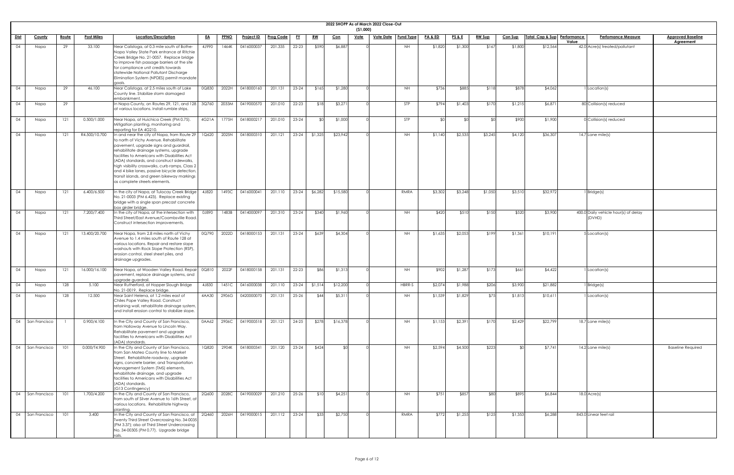## 2022 SHOPP As of March 2022 Close-Out

($1,000)

| Dist | County | Route | Post Miles | Location/Description | EA | PPNO | Project ID | Prog Code | FY | RW | Con | Vote | Vote Date | Fund Type | PA & ED | PS & E | RW Sup | Con Sup | Total Cap & Sup | Performance Value | Perfomance Measure | Approved Baseline Agreement |
|---|---|---|---|---|---|---|---|---|---|---|---|---|---|---|---|---|---|---|---|---|---|---|
| 04 | Napa | 29 | 33.100 | Near Calistoga, at 0.3 mile south of Bothe-Napa Valley State Park entrance at Ritchie Creek Bridge No. 21-0057. Replace bridge to improve fish passage barriers at the site for compliance unit credits towards statewide National Pollutant Discharge Elimination System (NPDES) permit mandate goals. | 4J990 | 1464K | 0416000037 | 201.335 | 22-23 | $590 | $6,887 | 0 | | NH | $1,820 | $1,300 | $167 | $1,800 | $12,564 | 42.0 | Acre(s) treated/pollutant | |
| 04 | Napa | 29 | 46.100 | Near Calistoga, at 2.5 miles south of Lake County line. Stabilize storm damaged embankment. | 0Q830 | 2022H | 0418000160 | 201.131 | 23-24 | $165 | $1,280 | 0 | | NH | $736 | $885 | $118 | $878 | $4,062 | 1 | Location(s) | |
| 04 | Napa | 29 | | In Napa County, on Routes 29, 121, and 128 at various locations. Install rumble strips. | 3Q760 | 2033M | 0419000570 | 201.010 | 22-23 | $18 | $3,271 | 0 | | STP | $794 | $1,403 | $170 | $1,215 | $6,871 | 80 | Collision(s) reduced | |
| 04 | Napa | 121 | 0.500/1.000 | Near Napa, at Huichica Creek (PM 0.75). Mitigation planting, monitoring and reporting for EA 4G210. | 4G21A | 1775H | 0418000217 | 201.010 | 23-24 | $0 | $1,000 | 0 | | STP | $0 | $0 | $0 | $900 | $1,900 | 0 | Collision(s) reduced | |
| 04 | Napa | 121 | R4.500/10.700 | In and near the city of Napa, from Route 29 to north of Vichy Avenue. Rehabilitate pavement, upgrade signs and guardrail, rehabilitate drainage systems, upgrade facilities to Americans with Disabilities Act (ADA) standards, and construct sidewalks, high visibility crosswalks, curb ramps, Class 2 and 4 bike lanes, passive bicycle detection, transit islands, and green bikeway markings as complete streets elements. | 1Q620 | 2025N | 0418000310 | 201.121 | 23-24 | $1,325 | $23,942 | 0 | | NH | $1,140 | $2,535 | $3,245 | $4,120 | $36,307 | 14.7 | Lane mile(s) | |
| 04 | Napa | 121 | 6.400/6.500 | In the city of Napa, at Tulocay Creek Bridge No. 21-0003 (PM 6.423). Replace existing bridge with a single span precast concrete box girder bridge. | 4J820 | 1493C | 0416000041 | 201.110 | 23-24 | $6,282 | $15,580 | 0 | | RMRA | $3,302 | $3,248 | $1,050 | $3,510 | $32,972 | 1 | Bridge(s) | |
| 04 | Napa | 121 | 7.200/7.400 | In the city of Napa, at the intersection with Third Street/East Avenue/Coombsville Road. Construct intersection improvements. | 0J890 | 1483B | 0414000097 | 201.310 | 23-24 | $340 | $1,960 | 0 | | NH | $420 | $510 | $150 | $520 | $3,900 | 400.0 | Daily vehicle hour(s) of delay (DVHD) | |
| 04 | Napa | 121 | 13.400/20.700 | Near Napa, from 2.8 miles north of Vichy Avenue to 1.4 miles south of Route 128 at various locations. Repair and restore slope washouts with Rock Slope Protection (RSP), erosion control, steel sheet piles, and drainage upgrades. | 0Q790 | 2022D | 0418000153 | 201.131 | 23-24 | $639 | $4,304 | 0 | | NH | $1,635 | $2,053 | $199 | $1,361 | $10,191 | 5 | Location(s) | |
| 04 | Napa | 121 | 16.000/16.100 | Near Napa, at Wooden Valley Road. Repair pavement, replace drainage systems, and upgrade guardrail. | 0Q810 | 2022F | 0418000158 | 201.131 | 22-23 | $86 | $1,313 | 0 | | NH | $902 | $1,287 | $173 | $661 | $4,422 | 1 | Location(s) | |
| 04 | Napa | 128 | 5.100 | Near Rutherford, at Hopper Slough Bridge No. 21-0019. Replace bridge. | 4J830 | 1451C | 0416000038 | 201.110 | 23-24 | $1,514 | $12,200 | 0 | | HBRR-S | $2,074 | $1,988 | $206 | $3,900 | $21,882 | 1 | Bridge(s) | |
| 04 | Napa | 128 | 12.500 | Near Saint Helena, at 1.2 miles east of Chiles Pope Valley Road. Construct retaining wall, rehabilitate drainage system, and install erosion control to stabilize slope. | 4AA30 | 2906G | 0420000070 | 201.131 | 25-26 | $44 | $5,311 | 0 | | NH | $1,539 | $1,829 | $75 | $1,813 | $10,611 | 1 | Location(s) | |
| 04 | San Francisco | 1 | 0.900/4.100 | In the City and County of San Francisco, from Holloway Avenue to Lincoln Way. Rehabilitate pavement and upgrade facilities to Americans with Disabilities Act (ADA) standards. | 0AA62 | 2906C | 0419000518 | 201.121 | 24-25 | $278 | $16,378 | 0 | | NH | $1,153 | $2,391 | $170 | $2,429 | $22,799 | 18.7 | Lane mile(s) | |
| 04 | San Francisco | 101 | 0.000/T4.900 | In the City and County of San Francisco, from San Mateo County line to Market Street. Rehabilitate roadway, upgrade signs, concrete barrier, and Transportation Management System (TMS) elements, rehabilitate drainage, and upgrade facilities to Americans with Disabilities Act (ADA) standards. (G13 Contingency) | 1Q820 | 2904K | 0418000341 | 201.120 | 23-24 | $424 | $0 | 0 | | NH | $2,594 | $4,500 | $223 | $0 | $7,741 | 14.2 | Lane mile(s) | Baseline Required |
| 04 | San Francisco | 101 | 1.700/4.200 | In the City and County of San Francisco, from south of Silver Avenue to 16th Street, at various locations. Rehabilitate highway planting. | 2Q600 | 2028C | 0419000029 | 201.210 | 25-26 | $10 | $4,251 | 0 | | NH | $751 | $857 | $80 | $895 | $6,844 | 18.0 | Acre(s) | |
| 04 | San Francisco | 101 | 3.400 | In the City and County of San Francisco, at Twenty Third Street Overcrossing No. 34-0035 (PM 3.37); also at Third Street Undercrossing No. 34-0030S (PM 0.77). Upgrade bridge rails. | 2Q460 | 2026H | 0419000015 | 201.112 | 23-24 | $33 | $2,750 | 0 | | RMRA | $772 | $1,255 | $125 | $1,353 | $6,288 | 843.0 | Linear feet rail | |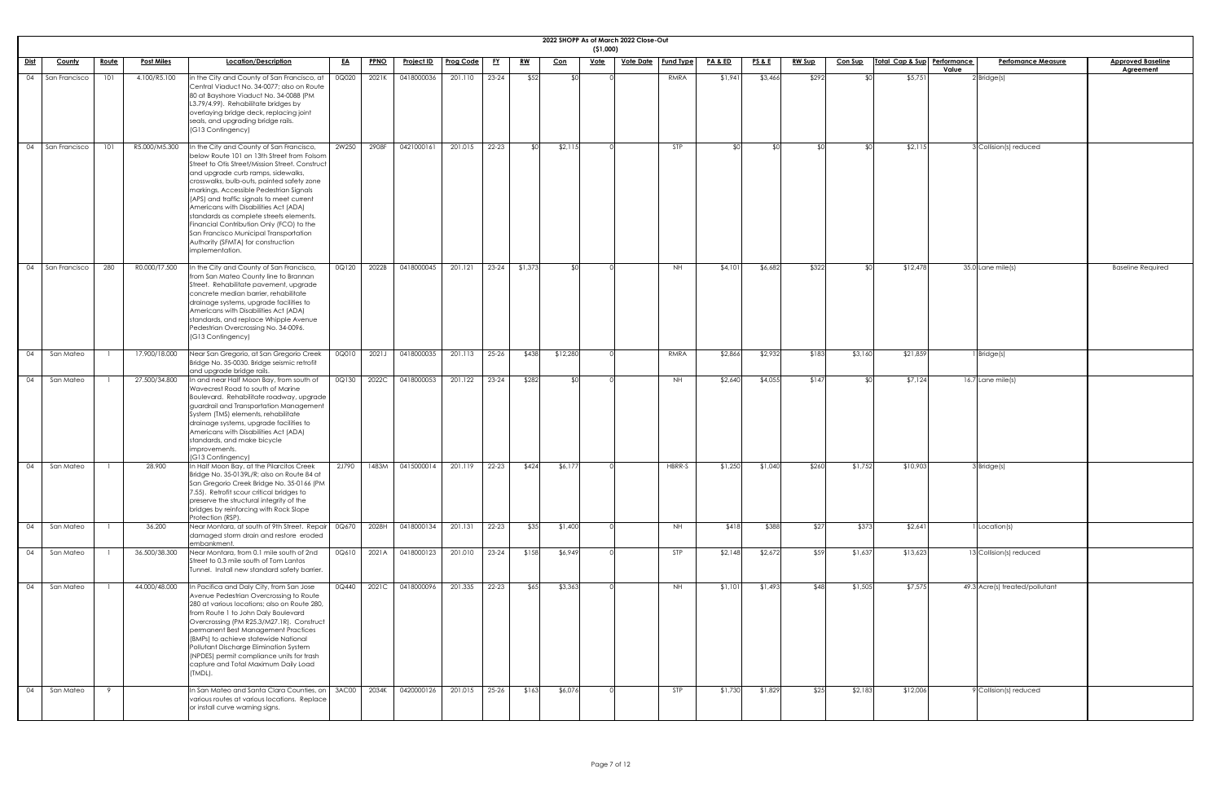# 2022 SHOPP As of March 2022 Close-Out

($1,000)

| Dist | County | Route | Post Miles | Location/Description | EA | PPNO | Project ID | Prog Code | FY | RW | Con | Vote | Vote Date | Fund Type | PA & ED | PS & E | RW Sup | Con Sup | Total Cap & Sup | Performance Value | Perfomance Measure | Approved Baseline Agreement |
|---|---|---|---|---|---|---|---|---|---|---|---|---|---|---|---|---|---|---|---|---|---|---|
| 04 | San Francisco | 101 | 4.100/R5.100 | In the City and County of San Francisco, at Central Viaduct No. 34-0077; also on Route 80 at Bayshore Viaduct No. 34-0088 (PM L3.79/4.99). Rehabilitate bridges by overlaying bridge deck, replacing joint seals, and upgrading bridge rails. (G13 Contingency) | 0Q020 | 2021K | 0418000036 | 201.110 | 23-24 | $52 | $0 | 0 | | RMRA | $1,941 | $3,466 | $292 | $0 | $5,751 | 2 | Bridge(s) | |
| 04 | San Francisco | 101 | R5.000/M5.300 | In the City and County of San Francisco, below Route 101 on 13th Street from Folsom Street to Otis Street/Mission Street. Construct and upgrade curb ramps, sidewalks, crosswalks, bulb-outs, painted safety zone markings, Accessible Pedestrian Signals (APS) and traffic signals to meet current Americans with Disabilities Act (ADA) standards as complete streets elements. Financial Contribution Only (FCO) to the San Francisco Municipal Transportation Authority (SFMTA) for construction implementation. | 2W250 | 2908F | 0421000161 | 201.015 | 22-23 | $0 | $2,115 | 0 | | STP | $0 | $0 | $0 | $0 | $2,115 | 3 | Collision(s) reduced | |
| 04 | San Francisco | 280 | R0.000/T7.500 | In the City and County of San Francisco, from San Mateo County line to Brannan Street. Rehabilitate pavement, upgrade concrete median barrier, rehabilitate drainage systems, upgrade facilities to Americans with Disabilities Act (ADA) standards, and replace Whipple Avenue Pedestrian Overcrossing No. 34-0096. (G13 Contingency) | 0Q120 | 2022B | 0418000045 | 201.121 | 23-24 | $1,373 | $0 | 0 | | NH | $4,101 | $6,682 | $322 | $0 | $12,478 | 35.0 | Lane mile(s) | Baseline Required |
| 04 | San Mateo | 1 | 17.900/18.000 | Near San Gregorio, at San Gregorio Creek Bridge No. 35-0030. Bridge seismic retrofit and upgrade bridge rails. | 0Q010 | 2021J | 0418000035 | 201.113 | 25-26 | $438 | $12,280 | 0 | | RMRA | $2,866 | $2,932 | $183 | $3,160 | $21,859 | 1 | Bridge(s) | |
| 04 | San Mateo | 1 | 27.500/34.800 | In and near Half Moon Bay, from south of Wavecrest Road to south of Marine Boulevard. Rehabilitate roadway, upgrade guardrail and Transportation Management System (TMS) elements, rehabilitate drainage systems, upgrade facilities to Americans with Disabilities Act (ADA) standards, and make bicycle improvements. (G13 Contingency) | 0Q130 | 2022C | 0418000053 | 201.122 | 23-24 | $282 | $0 | 0 | | NH | $2,640 | $4,055 | $147 | $0 | $7,124 | 16.7 | Lane mile(s) | |
| 04 | San Mateo | 1 | 28.900 | In Half Moon Bay, at the Pilarcitos Creek Bridge No. 35-0139L/R; also on Route 84 at San Gregorio Creek Bridge No. 35-0166 (PM 7.55). Retrofit scour critical bridges to preserve the structural integrity of the bridges by reinforcing with Rock Slope Protection (RSP). | 2J790 | 1483M | 0415000014 | 201.119 | 22-23 | $424 | $6,177 | 0 | | HBRR-S | $1,250 | $1,040 | $260 | $1,752 | $10,903 | 3 | Bridge(s) | |
| 04 | San Mateo | 1 | 36.200 | Near Montara, at south of 9th Street. Repair damaged storm drain and restore eroded embankment. | 0Q670 | 2028H | 0418000134 | 201.131 | 22-23 | $35 | $1,400 | 0 | | NH | $418 | $388 | $27 | $373 | $2,641 | 1 | Location(s) | |
| 04 | San Mateo | 1 | 36.500/38.300 | Near Montara, from 0.1 mile south of 2nd Street to 0.3 mile south of Tom Lantos Tunnel. Install new standard safety barrier. | 0Q610 | 2021A | 0418000123 | 201.010 | 23-24 | $158 | $6,949 | 0 | | STP | $2,148 | $2,672 | $59 | $1,637 | $13,623 | 13 | Collision(s) reduced | |
| 04 | San Mateo | 1 | 44.000/48.000 | In Pacifica and Daly City, from San Jose Avenue Pedestrian Overcrossing to Route 280 at various locations; also on Route 280, from Route 1 to John Daly Boulevard Overcrossing (PM R25.3/M27.1R). Construct permanent Best Management Practices (BMPs) to achieve statewide National Pollutant Discharge Elimination System (NPDES) permit compliance units for trash capture and Total Maximum Daily Load (TMDL). | 0Q440 | 2021C | 0418000096 | 201.335 | 22-23 | $65 | $3,363 | 0 | | NH | $1,101 | $1,493 | $48 | $1,505 | $7,575 | 49.3 | Acre(s) treated/pollutant | |
| 04 | San Mateo | 9 | | In San Mateo and Santa Clara Counties, on various routes at various locations. Replace or install curve warning signs. | 3AC00 | 2034K | 0420000126 | 201.015 | 25-26 | $163 | $6,076 | 0 | | STP | $1,730 | $1,829 | $25 | $2,183 | $12,006 | 9 | Collision(s) reduced | |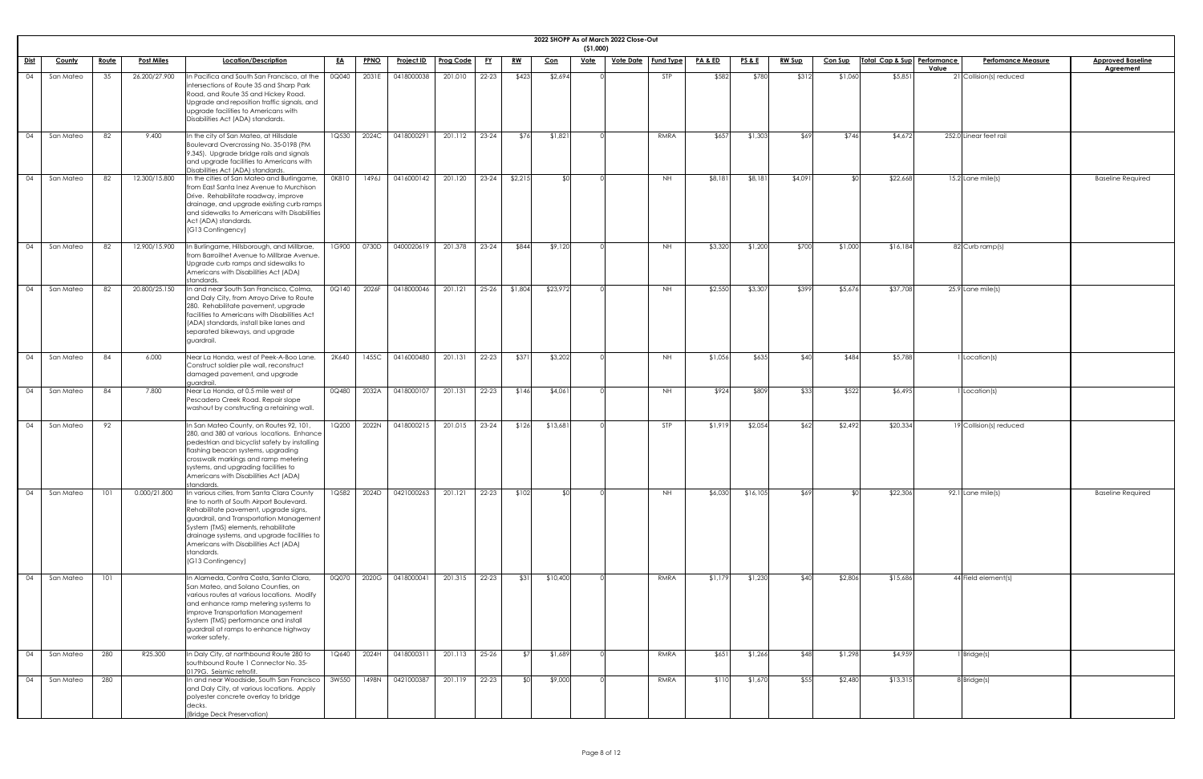# 2022 SHOPP As of March 2022 Close-Out

($1,000)

| Dist | County | Route | Post Miles | Location/Description | EA | PPNO | Project ID | Prog Code | FY | RW | Con | Vote | Vote Date | Fund Type | PA & ED | PS & E | RW Sup | Con Sup | Total Cap & Sup | Performance Value | Perfomance Measure | Approved Baseline Agreement |
|---|---|---|---|---|---|---|---|---|---|---|---|---|---|---|---|---|---|---|---|---|---|---|
| 04 | San Mateo | 35 | 26.200/27.900 | In Pacifica and South San Francisco, at the intersections of Route 35 and Sharp Park Road, and Route 35 and Hickey Road. Upgrade and reposition traffic signals, and upgrade facilities to Americans with Disabilities Act (ADA) standards. | 0Q040 | 2031E | 0418000038 | 201.010 | 22-23 | $423 | $2,694 | 0 | | STP | $582 | $780 | $312 | $1,060 | $5,851 | 21 | Collision(s) reduced | |
| 04 | San Mateo | 82 | 9.400 | In the city of San Mateo, at Hillsdale Boulevard Overcrossing No. 35-0198 (PM 9.345). Upgrade bridge rails and signals and upgrade facilities to Americans with Disabilities Act (ADA) standards. | 1Q530 | 2024C | 0418000291 | 201.112 | 23-24 | $76 | $1,821 | 0 | | RMRA | $657 | $1,303 | $69 | $746 | $4,672 | 252.0 | Linear feet rail | |
| 04 | San Mateo | 82 | 12.300/15.800 | In the cities of San Mateo and Burlingame, from East Santa Inez Avenue to Murchison Drive. Rehabilitate roadway, improve drainage, and upgrade existing curb ramps and sidewalks to Americans with Disabilities Act (ADA) standards. (G13 Contingency) | 0K810 | 1496J | 0416000142 | 201.120 | 23-24 | $2,215 | $0 | 0 | | NH | $8,181 | $8,181 | $4,091 | $0 | $22,668 | 15.2 | Lane mile(s) | Baseline Required |
| 04 | San Mateo | 82 | 12.900/15.900 | In Burlingame, Hillsborough, and Millbrae, from Barroilhet Avenue to Millbrae Avenue. Upgrade curb ramps and sidewalks to Americans with Disabilities Act (ADA) standards. | 1G900 | 0730D | 0400020619 | 201.378 | 23-24 | $844 | $9,120 | 0 | | NH | $3,320 | $1,200 | $700 | $1,000 | $16,184 | 82 | Curb ramp(s) | |
| 04 | San Mateo | 82 | 20.800/25.150 | In and near South San Francisco, Colma, and Daly City, from Arroyo Drive to Route 280. Rehabilitate pavement, upgrade facilities to Americans with Disabilities Act (ADA) standards, install bike lanes and separated bikeways, and upgrade guardrail. | 0Q140 | 2026F | 0418000046 | 201.121 | 25-26 | $1,804 | $23,972 | 0 | | NH | $2,550 | $3,307 | $399 | $5,676 | $37,708 | 25.9 | Lane mile(s) | |
| 04 | San Mateo | 84 | 6.000 | Near La Honda, west of Peek-A-Boo Lane. Construct soldier pile wall, reconstruct damaged pavement, and upgrade guardrail. | 2K640 | 1455C | 0416000480 | 201.131 | 22-23 | $371 | $3,202 | 0 | | NH | $1,056 | $635 | $40 | $484 | $5,788 | 1 | Location(s) | |
| 04 | San Mateo | 84 | 7.800 | Near La Honda, at 0.5 mile west of Pescadero Creek Road. Repair slope washout by constructing a retaining wall. | 0Q480 | 2032A | 0418000107 | 201.131 | 22-23 | $146 | $4,061 | 0 | | NH | $924 | $809 | $33 | $522 | $6,495 | 1 | Location(s) | |
| 04 | San Mateo | 92 | | In San Mateo County, on Routes 92, 101, 280, and 380 at various locations. Enhance pedestrian and bicyclist safety by installing flashing beacon systems, upgrading crosswalk markings and ramp metering systems, and upgrading facilities to Americans with Disabilities Act (ADA) standards. | 1Q200 | 2022N | 0418000215 | 201.015 | 23-24 | $126 | $13,681 | 0 | | STP | $1,919 | $2,054 | $62 | $2,492 | $20,334 | 19 | Collision(s) reduced | |
| 04 | San Mateo | 101 | 0.000/21.800 | In various cities, from Santa Clara County line to north of South Airport Boulevard. Rehabilitate pavement, upgrade signs, guardrail, and Transportation Management System (TMS) elements, rehabilitate drainage systems, and upgrade facilities to Americans with Disabilities Act (ADA) standards. (G13 Contingency) | 1Q582 | 2024D | 0421000263 | 201.121 | 22-23 | $102 | $0 | 0 | | NH | $6,030 | $16,105 | $69 | $0 | $22,306 | 92.1 | Lane mile(s) | Baseline Required |
| 04 | San Mateo | 101 | | In Alameda, Contra Costa, Santa Clara, San Mateo, and Solano Counties, on various routes at various locations. Modify and enhance ramp metering systems to improve Transportation Management System (TMS) performance and install guardrail at ramps to enhance highway worker safety. | 0Q070 | 2020G | 0418000041 | 201.315 | 22-23 | $31 | $10,400 | 0 | | RMRA | $1,179 | $1,230 | $40 | $2,806 | $15,686 | 44 | Field element(s) | |
| 04 | San Mateo | 280 | R25.300 | In Daly City, at northbound Route 280 to southbound Route 1 Connector No. 35-0179G. Seismic retrofit. | 1Q640 | 2024H | 0418000311 | 201.113 | 25-26 | $7 | $1,689 | 0 | | RMRA | $651 | $1,266 | $48 | $1,298 | $4,959 | 1 | Bridge(s) | |
| 04 | San Mateo | 280 | | In and near Woodside, South San Francisco and Daly City, at various locations. Apply polyester concrete overlay to bridge decks. (Bridge Deck Preservation) | 3W550 | 1498N | 0421000387 | 201.119 | 22-23 | $0 | $9,000 | 0 | | RMRA | $110 | $1,670 | $55 | $2,480 | $13,315 | 8 | Bridge(s) | |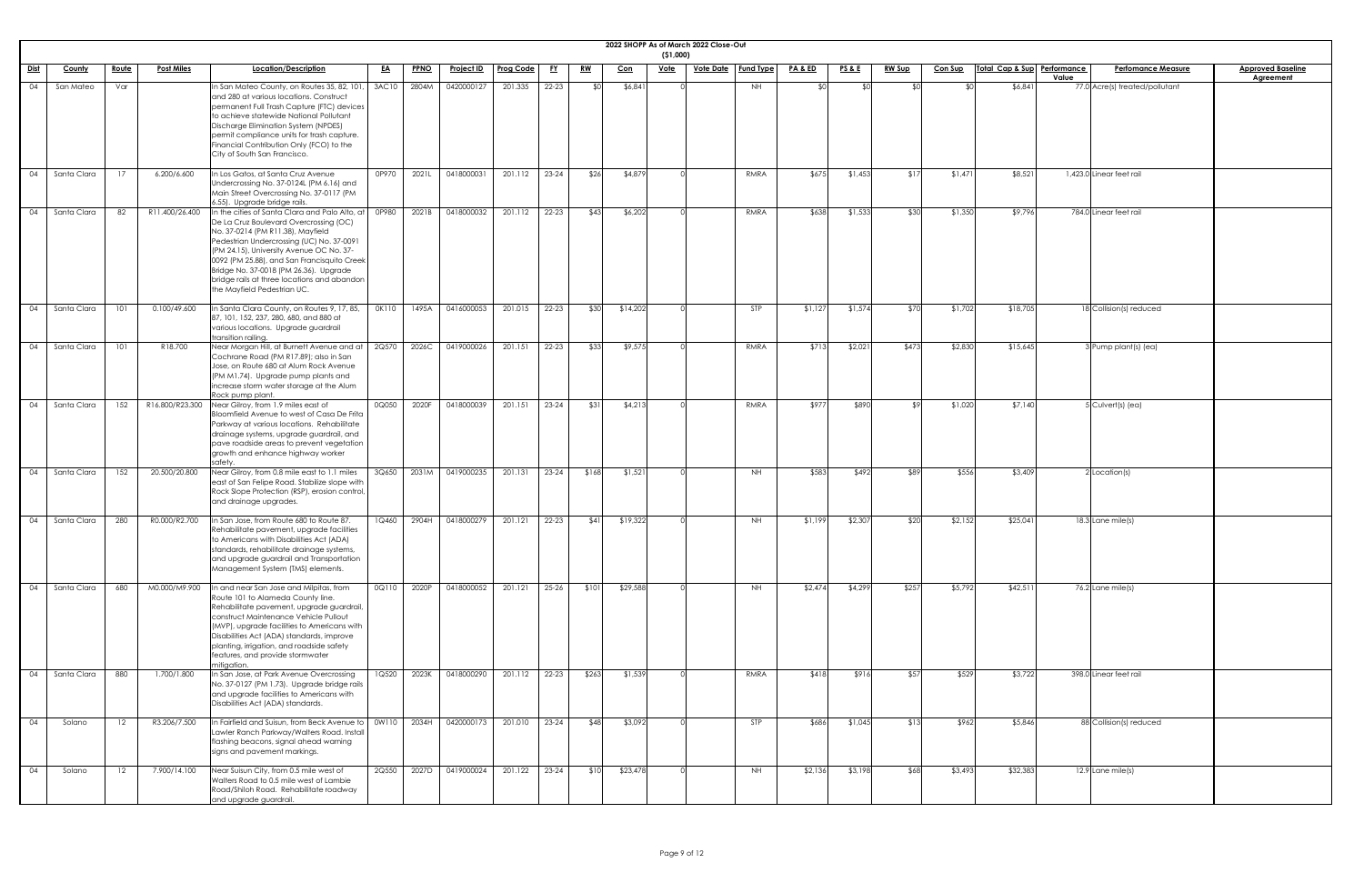# 2022 SHOPP As of March 2022 Close-Out
## ($1,000)

| Dist | County | Route | Post Miles | Location/Description | EA | PPNO | Project ID | Prog Code | FY | RW | Con | Vote | Vote Date | Fund Type | PA & ED | PS & E | RW Sup | Con Sup | Total Cap & Sup | Performance Value | Perfomance Measure | Approved Baseline Agreement |
|---|---|---|---|---|---|---|---|---|---|---|---|---|---|---|---|---|---|---|---|---|---|---|
| 04 | San Mateo | Var | | In San Mateo County, on Routes 35, 82, 101, and 280 at various locations. Construct permanent Full Trash Capture (FTC) devices to achieve statewide National Pollutant Discharge Elimination System (NPDES) permit compliance units for trash capture. Financial Contribution Only (FCO) to the City of South San Francisco. | 3AC10 | 2804M | 0420000127 | 201.335 | 22-23 | $0 | $6,841 | 0 | | NH | $0 | $0 | $0 | $0 | $6,841 | 77.0 | Acre(s) treated/pollutant | |
| 04 | Santa Clara | 17 | 6.200/6.600 | In Los Gatos, at Santa Cruz Avenue Undercrossing No. 37-0124L (PM 6.16) and Main Street Overcrossing No. 37-0117 (PM 6.55). Upgrade bridge rails. | 0P970 | 2021L | 0418000031 | 201.112 | 23-24 | $26 | $4,879 | 0 | | RMRA | $675 | $1,453 | $17 | $1,471 | $8,521 | 1,423.0 | Linear feet rail | |
| 04 | Santa Clara | 82 | R11.400/26.400 | In the cities of Santa Clara and Palo Alto, at De La Cruz Boulevard Overcrossing (OC) No. 37-0214 (PM R11.38), Mayfield Pedestrian Undercrossing (UC) No. 37-0091 (PM 24.15), University Avenue OC No. 37-0092 (PM 25.88), and San Francisquito Creek Bridge No. 37-0018 (PM 26.36). Upgrade bridge rails at three locations and abandon the Mayfield Pedestrian UC. | 0P980 | 2021B | 0418000032 | 201.112 | 22-23 | $43 | $6,202 | 0 | | RMRA | $638 | $1,533 | $30 | $1,350 | $9,796 | 784.0 | Linear feet rail | |
| 04 | Santa Clara | 101 | 0.100/49.600 | In Santa Clara County, on Routes 9, 17, 85, 87, 101, 152, 237, 280, 680, and 880 at various locations. Upgrade guardrail transition railing. | 0K110 | 1495A | 0416000053 | 201.015 | 22-23 | $30 | $14,202 | 0 | | STP | $1,127 | $1,574 | $70 | $1,702 | $18,705 | 18 | Collision(s) reduced | |
| 04 | Santa Clara | 101 | R18.700 | Near Morgan Hill, at Burnett Avenue and at Cochrane Road (PM R17.89); also in San Jose, on Route 680 at Alum Rock Avenue (PM M1.74). Upgrade pump plants and increase storm water storage at the Alum Rock pump plant. | 2Q570 | 2026C | 0419000026 | 201.151 | 22-23 | $33 | $9,575 | 0 | | RMRA | $713 | $2,021 | $473 | $2,830 | $15,645 | 3 | Pump plant(s) (ea) | |
| 04 | Santa Clara | 152 | R16.800/R23.300 | Near Gilroy, from 1.9 miles east of Bloomfield Avenue to west of Casa De Fruta Parkway at various locations. Rehabilitate drainage systems, upgrade guardrail, and pave roadside areas to prevent vegetation growth and enhance highway worker safety. | 0Q050 | 2020F | 0418000039 | 201.151 | 23-24 | $31 | $4,213 | 0 | | RMRA | $977 | $890 | $9 | $1,020 | $7,140 | 5 | Culvert(s) (ea) | |
| 04 | Santa Clara | 152 | 20.500/20.800 | Near Gilroy, from 0.8 mile east to 1.1 miles east of San Felipe Road. Stabilize slope with Rock Slope Protection (RSP), erosion control, and drainage upgrades. | 3Q650 | 2031M | 0419000235 | 201.131 | 23-24 | $168 | $1,521 | 0 | | NH | $583 | $492 | $89 | $556 | $3,409 | 2 | Location(s) | |
| 04 | Santa Clara | 280 | R0.000/R2.700 | In San Jose, from Route 680 to Route 87. Rehabilitate pavement, upgrade facilities to Americans with Disabilities Act (ADA) standards, rehabilitate drainage systems, and upgrade guardrail and Transportation Management System (TMS) elements. | 1Q460 | 2904H | 0418000279 | 201.121 | 22-23 | $41 | $19,322 | 0 | | NH | $1,199 | $2,307 | $20 | $2,152 | $25,041 | 18.3 | Lane mile(s) | |
| 04 | Santa Clara | 680 | M0.000/M9.900 | In and near San Jose and Milpitas, from Route 101 to Alameda County line. Rehabilitate pavement, upgrade guardrail, construct Maintenance Vehicle Pullout (MVP), upgrade facilities to Americans with Disabilities Act (ADA) standards, improve planting, irrigation, and roadside safety features, and provide stormwater mitigation. | 0Q110 | 2020P | 0418000052 | 201.121 | 25-26 | $101 | $29,588 | 0 | | NH | $2,474 | $4,299 | $257 | $5,792 | $42,511 | 76.2 | Lane mile(s) | |
| 04 | Santa Clara | 880 | 1.700/1.800 | In San Jose, at Park Avenue Overcrossing No. 37-0127 (PM 1.73). Upgrade bridge rails and upgrade facilities to Americans with Disabilities Act (ADA) standards. | 1Q520 | 2023K | 0418000290 | 201.112 | 22-23 | $263 | $1,539 | 0 | | RMRA | $418 | $916 | $57 | $529 | $3,722 | 398.0 | Linear feet rail | |
| 04 | Solano | 12 | R3.206/7.500 | In Fairfield and Suisun, from Beck Avenue to Lawler Ranch Parkway/Walters Road. Install flashing beacons, signal ahead warning signs and pavement markings. | 0W110 | 2034H | 0420000173 | 201.010 | 23-24 | $48 | $3,092 | 0 | | STP | $686 | $1,045 | $13 | $962 | $5,846 | 88 | Collision(s) reduced | |
| 04 | Solano | 12 | 7.900/14.100 | Near Suisun City, from 0.5 mile west of Walters Road to 0.5 mile west of Lambie Road/Shiloh Road. Rehabilitate roadway and upgrade guardrail. | 2Q550 | 2027D | 0419000024 | 201.122 | 23-24 | $10 | $23,478 | 0 | | NH | $2,136 | $3,198 | $68 | $3,493 | $32,383 | 12.9 | Lane mile(s) | |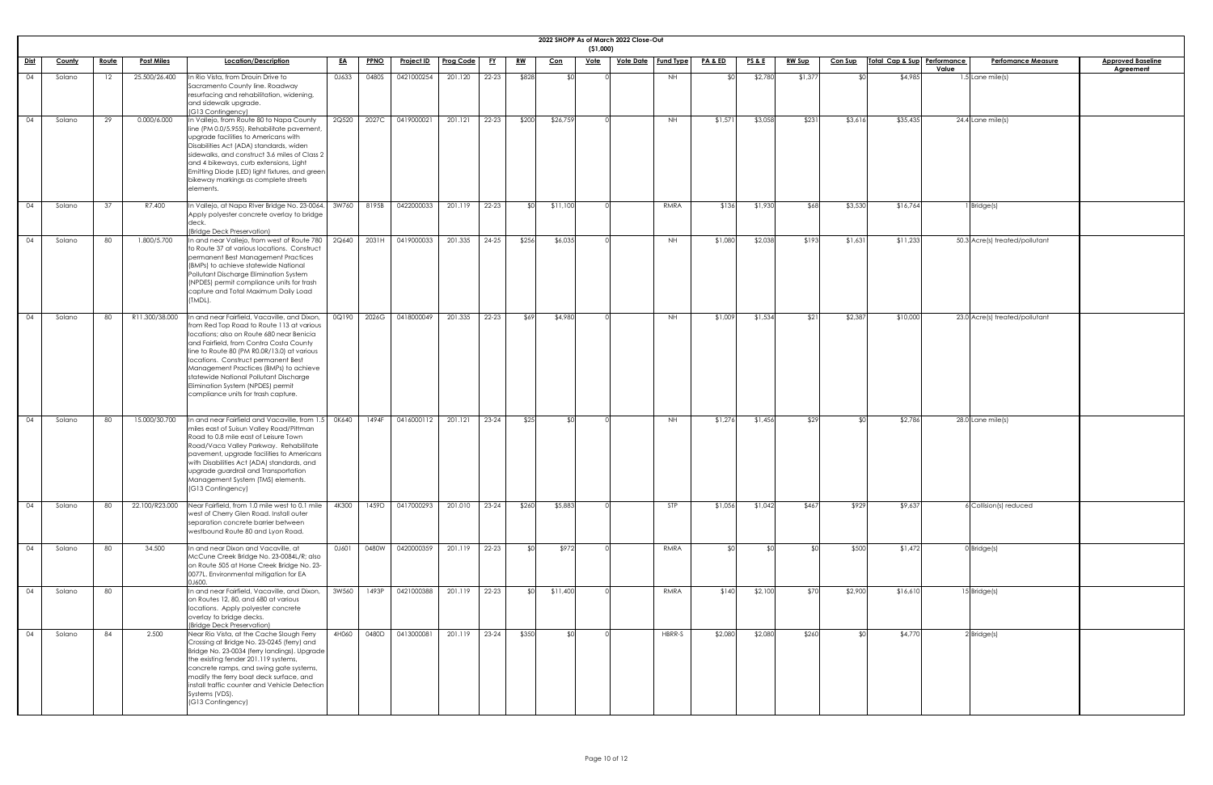## 2022 SHOPP As of March 2022 Close-Out

($1,000)

| Dist | County | Route | Post Miles | Location/Description | EA | PPNO | Project ID | Prog Code | FY | RW | Con | Vote | Vote Date | Fund Type | PA & ED | PS & E | RW Sup | Con Sup | Total Cap & Sup | Performance Value | Perfomance Measure | Approved Baseline Agreement |
|---|---|---|---|---|---|---|---|---|---|---|---|---|---|---|---|---|---|---|---|---|---|---|
| 04 | Solano | 12 | 25.500/26.400 | In Rio Vista, from Drouin Drive to Sacramento County line. Roadway resurfacing and rehabilitation, widening, and sidewalk upgrade. (G13 Contingency) | 0J633 | 0480S | 0421000254 | 201.120 | 22-23 | $828 | $0 | 0 | | NH | $0 | $2,780 | $1,377 | $0 | $4,985 | 1.5 | Lane mile(s) | |
| 04 | Solano | 29 | 0.000/6.000 | In Vallejo, from Route 80 to Napa County line (PM 0.0/5.955). Rehabilitate pavement, upgrade facilities to Americans with Disabilities Act (ADA) standards, widen sidewalks, and construct 3.6 miles of Class 2 and 4 bikeways, curb extensions, Light Emitting Diode (LED) light fixtures, and green bikeway markings as complete streets elements. | 2Q520 | 2027C | 0419000021 | 201.121 | 22-23 | $200 | $26,759 | 0 | | NH | $1,571 | $3,058 | $231 | $3,616 | $35,435 | 24.4 | Lane mile(s) | |
| 04 | Solano | 37 | R7.400 | In Vallejo, at Napa River Bridge No. 23-0064. Apply polyester concrete overlay to bridge deck. (Bridge Deck Preservation) | 3W760 | 8195B | 0422000033 | 201.119 | 22-23 | $0 | $11,100 | 0 | | RMRA | $136 | $1,930 | $68 | $3,530 | $16,764 | 1 | Bridge(s) | |
| 04 | Solano | 80 | 1.800/5.700 | In and near Vallejo, from west of Route 780 to Route 37 at various locations. Construct permanent Best Management Practices (BMPs) to achieve statewide National Pollutant Discharge Elimination System (NPDES) permit compliance units for trash capture and Total Maximum Daily Load (TMDL). | 2Q640 | 2031H | 0419000033 | 201.335 | 24-25 | $256 | $6,035 | 0 | | NH | $1,080 | $2,038 | $193 | $1,631 | $11,233 | 50.3 | Acre(s) treated/pollutant | |
| 04 | Solano | 80 | R11.300/38.000 | In and near Fairfield, Vacaville, and Dixon, from Red Top Road to Route 113 at various locations; also on Route 680 near Benicia and Fairfield, from Contra Costa County line to Route 80 (PM R0.0R/13.0) at various locations. Construct permanent Best Management Practices (BMPs) to achieve statewide National Pollutant Discharge Elimination System (NPDES) permit compliance units for trash capture. | 0Q190 | 2026G | 0418000049 | 201.335 | 22-23 | $69 | $4,980 | 0 | | NH | $1,009 | $1,534 | $21 | $2,387 | $10,000 | 23.0 | Acre(s) treated/pollutant | |
| 04 | Solano | 80 | 15.000/30.700 | In and near Fairfield and Vacaville, from 1.5 miles east of Suisun Valley Road/Pittman Road to 0.8 mile east of Leisure Town Road/Vaca Valley Parkway. Rehabilitate pavement, upgrade facilities to Americans with Disabilities Act (ADA) standards, and upgrade guardrail and Transportation Management System (TMS) elements. (G13 Contingency) | 0K640 | 1494F | 0416000112 | 201.121 | 23-24 | $25 | $0 | 0 | | NH | $1,276 | $1,456 | $29 | $0 | $2,786 | 28.0 | Lane mile(s) | |
| 04 | Solano | 80 | 22.100/R23.000 | Near Fairfield, from 1.0 mile west to 0.1 mile west of Cherry Glen Road. Install outer separation concrete barrier between westbound Route 80 and Lyon Road. | 4K300 | 1459D | 0417000293 | 201.010 | 23-24 | $260 | $5,883 | 0 | | STP | $1,056 | $1,042 | $467 | $929 | $9,637 | 6 | Collision(s) reduced | |
| 04 | Solano | 80 | 34.500 | In and near Dixon and Vacaville, at McCune Creek Bridge No. 23-0084L/R; also on Route 505 at Horse Creek Bridge No. 23-0077L. Environmental mitigation for EA 0J600. | 0J601 | 0480W | 0420000359 | 201.119 | 22-23 | $0 | $972 | 0 | | RMRA | $0 | $0 | $0 | $500 | $1,472 | 0 | Bridge(s) | |
| 04 | Solano | 80 | | In and near Fairfield, Vacaville, and Dixon, on Routes 12, 80, and 680 at various locations. Apply polyester concrete overlay to bridge decks. (Bridge Deck Preservation) | 3W560 | 1493P | 0421000388 | 201.119 | 22-23 | $0 | $11,400 | 0 | | RMRA | $140 | $2,100 | $70 | $2,900 | $16,610 | 15 | Bridge(s) | |
| 04 | Solano | 84 | 2.500 | Near Rio Vista, at the Cache Slough Ferry Crossing at Bridge No. 23-0245 (ferry) and Bridge No. 23-0034 (ferry landings). Upgrade the existing fender 201.119 systems, concrete ramps, and swing gate systems, modify the ferry boat deck surface, and install traffic counter and Vehicle Detection Systems (VDS). (G13 Contingency) | 4H060 | 0480D | 0413000081 | 201.119 | 23-24 | $350 | $0 | 0 | | HBRR-S | $2,080 | $2,080 | $260 | $0 | $4,770 | 2 | Bridge(s) | |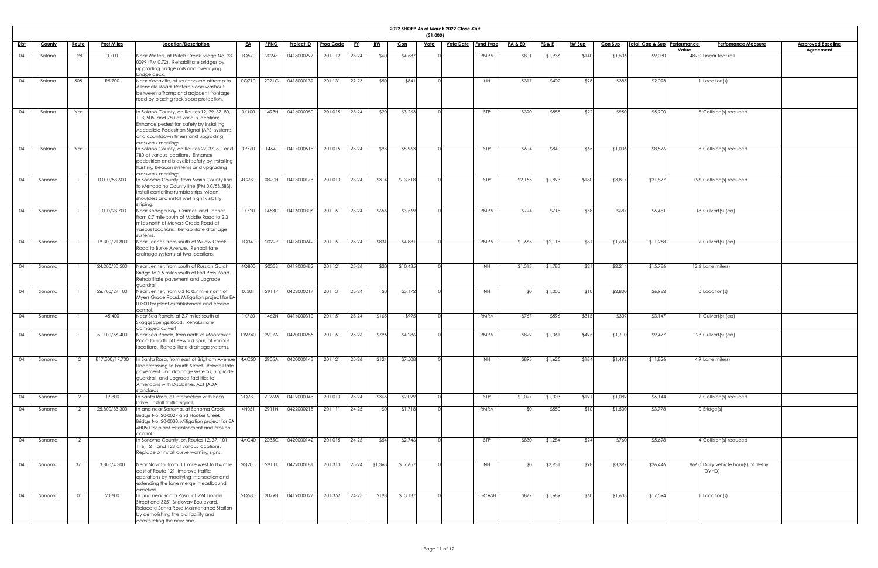# 2022 SHOPP As of March 2022 Close-Out

($1,000)

| Dist | County | Route | Post Miles | Location/Description | EA | PPNO | Project ID | Prog Code | FY | RW | Con | Vote | Vote Date | Fund Type | PA & ED | PS & E | RW Sup | Con Sup | Total Cap & Sup | Performance Value | Perfomance Measure | Approved Baseline Agreement |
|---|---|---|---|---|---|---|---|---|---|---|---|---|---|---|---|---|---|---|---|---|---|---|
| 04 | Solano | 128 | 0.700 | Near Winters, at Putah Creek Bridge No. 23-0099 (PM 0.72). Rehabilitate bridges by upgrading bridge rails and overlaying bridge deck. | 1Q570 | 2024F | 0418000297 | 201.112 | 23-24 | $60 | $4,587 | 0 | | RMRA | $801 | $1,936 | $140 | $1,506 | $9,030 | 489.0 | Linear feet rail | |
| 04 | Solano | 505 | R5.700 | Near Vacaville, at southbound offramp to Allendale Road. Restore slope washout between offramp and adjacent frontage road by placing rock slope protection. | 0Q710 | 2021G | 0418000139 | 201.131 | 22-23 | $50 | $841 | 0 | | NH | $317 | $402 | $98 | $385 | $2,093 | 1 | Location(s) | |
| 04 | Solano | Var | | In Solano County, on Routes 12, 29, 37, 80, 113, 505, and 780 at various locations. Enhance pedestrian safety by installing Accessible Pedestrian Signal (APS) systems and countdown timers and upgrading crosswalk markings. | 0K100 | 1493H | 0416000050 | 201.015 | 23-24 | $20 | $3,263 | 0 | | STP | $390 | $555 | $22 | $950 | $5,200 | 5 | Collision(s) reduced | |
| 04 | Solano | Var | | In Solano County, on Routes 29, 37, 80, and 780 at various locations. Enhance pedestrian and bicyclist safety by installing flashing beacon systems and upgrading crosswalk markings. | 0P760 | 1464J | 0417000518 | 201.015 | 23-24 | $98 | $5,963 | 0 | | STP | $604 | $840 | $65 | $1,006 | $8,576 | 8 | Collision(s) reduced | |
| 04 | Sonoma | 1 | 0.000/58.600 | In Sonoma County, from Marin County line to Mendocino County line (PM 0.0/58.583). Install centerline rumble strips, widen shoulders and install wet night visibility striping. | 4G780 | 0820H | 0413000178 | 201.010 | 23-24 | $314 | $13,518 | 0 | | STP | $2,155 | $1,893 | $180 | $3,817 | $21,877 | 196 | Collision(s) reduced | |
| 04 | Sonoma | 1 | 1.000/28.700 | Near Bodega Bay, Carmet, and Jenner, from 0.7 mile south of Middle Road to 2.3 miles north of Meyers Grade Road at various locations. Rehabilitate drainage systems. | 1K720 | 1453C | 0416000306 | 201.151 | 23-24 | $655 | $3,569 | 0 | | RMRA | $794 | $718 | $58 | $687 | $6,481 | 18 | Culvert(s) (ea) | |
| 04 | Sonoma | 1 | 19.300/21.800 | Near Jenner, from south of Willow Creek Road to Burke Avenue. Rehabilitate drainage systems at two locations. | 1Q340 | 2022P | 0418000242 | 201.151 | 23-24 | $831 | $4,881 | 0 | | RMRA | $1,663 | $2,118 | $81 | $1,684 | $11,258 | 2 | Culvert(s) (ea) | |
| 04 | Sonoma | 1 | 24.200/30.500 | Near Jenner, from south of Russian Gulch Bridge to 2.5 miles south of Fort Ross Road. Rehabilitate pavement and upgrade guardrail. | 4Q800 | 2033B | 0419000482 | 201.121 | 25-26 | $20 | $10,435 | 0 | | NH | $1,313 | $1,783 | $21 | $2,214 | $15,786 | 12.6 | Lane mile(s) | |
| 04 | Sonoma | 1 | 26.700/27.100 | Near Jenner, from 0.3 to 0.7 mile north of Myers Grade Road. Mitigation project for EA 0J300 for plant establishment and erosion control. | 0J301 | 2911P | 0422000217 | 201.131 | 23-24 | $0 | $3,172 | 0 | | NH | $0 | $1,000 | $10 | $2,800 | $6,982 | 0 | Location(s) | |
| 04 | Sonoma | 1 | 45.400 | Near Sea Ranch, at 2.7 miles south of Skaggs Springs Road. Rehabilitate damaged culvert. | 1K760 | 1462N | 0416000310 | 201.151 | 23-24 | $165 | $995 | 0 | | RMRA | $767 | $596 | $315 | $309 | $3,147 | 1 | Culvert(s) (ea) | |
| 04 | Sonoma | 1 | 51.100/56.400 | Near Sea Ranch, from north of Moonraker Road to north of Leeward Spur, at various locations. Rehabilitate drainage systems. | 0W740 | 2907A | 0420000285 | 201.151 | 25-26 | $796 | $4,286 | 0 | | RMRA | $829 | $1,361 | $495 | $1,710 | $9,477 | 23 | Culvert(s) (ea) | |
| 04 | Sonoma | 12 | R17.300/17.700 | In Santa Rosa, from east of Brigham Avenue Undercrossing to Fourth Street. Rehabilitate pavement and drainage systems, upgrade guardrail, and upgrade facilities to Americans with Disabilities Act (ADA) standards. | 4AC50 | 2905A | 0420000143 | 201.121 | 25-26 | $124 | $7,508 | 0 | | NH | $893 | $1,625 | $184 | $1,492 | $11,826 | 4.9 | Lane mile(s) | |
| 04 | Sonoma | 12 | 19.800 | In Santa Rosa, at intersection with Boas Drive. Install traffic signal. | 2Q780 | 2026M | 0419000048 | 201.010 | 23-24 | $365 | $2,099 | 0 | | STP | $1,097 | $1,303 | $191 | $1,089 | $6,144 | 9 | Collision(s) reduced | |
| 04 | Sonoma | 12 | 25.800/33.300 | In and near Sonoma, at Sonoma Creek Bridge No. 20-0027 and Hooker Creek Bridge No. 20-0030. Mitigation project for EA 4H050 for plant establishment and erosion control. | 4H051 | 2911N | 0422000218 | 201.111 | 24-25 | $0 | $1,718 | 0 | | RMRA | $0 | $550 | $10 | $1,500 | $3,778 | 0 | Bridge(s) | |
| 04 | Sonoma | 12 | | In Sonoma County, on Routes 12, 37, 101, 116, 121, and 128 at various locations. Replace or install curve warning signs. | 4AC40 | 2035C | 0420000142 | 201.015 | 24-25 | $54 | $2,746 | 0 | | STP | $830 | $1,284 | $24 | $760 | $5,698 | 4 | Collision(s) reduced | |
| 04 | Sonoma | 37 | 3.800/4.300 | Near Novato, from 0.1 mile west to 0.4 mile east of Route 121. Improve traffic operations by modifying intersection and extending the lane merge in eastbound direction. | 2Q20U | 2911K | 0422000181 | 201.310 | 23-24 | $1,363 | $17,657 | 0 | | NH | $0 | $3,931 | $98 | $3,397 | $26,446 | 866.0 | Daily vehicle hour(s) of delay (DVHD) | |
| 04 | Sonoma | 101 | 20.600 | In and near Santa Rosa, at 224 Lincoln Street and 3251 Brickway Boulevard. Relocate Santa Rosa Maintenance Station by demolishing the old facility and constructing the new one. | 2Q580 | 2029H | 0419000027 | 201.352 | 24-25 | $198 | $13,137 | 0 | | ST-CASH | $877 | $1,689 | $60 | $1,633 | $17,594 | 1 | Location(s) | |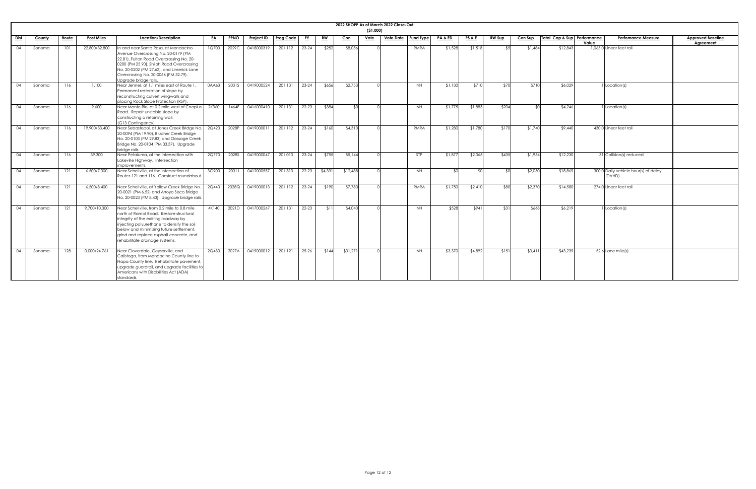# 2022 SHOPP As of March 2022 Close-Out

($1,000)

| Dist | County | Route | Post Miles | Location/Description | EA | PPNO | Project ID | Prog Code | FY | RW | Con | Vote | Vote Date | Fund Type | PA & ED | PS & E | RW Sup | Con Sup | Total Cap & Sup | Performance Value | Perfomance Measure | Approved Baseline Agreement |
|---|---|---|---|---|---|---|---|---|---|---|---|---|---|---|---|---|---|---|---|---|---|---|
| 04 | Sonoma | 101 | 22.800/32.800 | In and near Santa Rosa, at Mendocino Avenue Overcrossing No. 20-0179 (PM 22.81), Fulton Road Overcrossing No. 20-0200 (PM 25.90), Shiloh Road Overcrossing No. 20-0202 (PM 27.62), and Limerick Lane Overcrossing No. 20-0066 (PM 32.79). Upgrade bridge rails. | 1Q700 | 2029C | 0418000319 | 201.112 | 23-24 | $252 | $8,056 | 0 | | RMRA | $1,528 | $1,518 | $5 | $1,484 | $12,843 | 1,065.0 | Linear feet rail | |
| 04 | Sonoma | 116 | 1.100 | Near Jenner, at 1.1 miles east of Route 1. Permanent restoration of slope by reconstructing culvert wingwalls and placing Rock Slope Protection (RSP). | 0AA63 | 2031S | 0419000524 | 201.131 | 23-24 | $656 | $2,753 | 0 | | NH | $1,130 | $710 | $70 | $710 | $6,029 | 1 | Location(s) | |
| 04 | Sonoma | 116 | 9.600 | Near Monte Rio, at 0.2 mile west of Cnopius Road. Repair unstable slope by constructing a retaining wall. (G13 Contingency) | 2K360 | 1464F | 0416000410 | 201.131 | 22-23 | $384 | $0 | 0 | | NH | $1,775 | $1,883 | $204 | $0 | $4,246 | 1 | Location(s) | |
| 04 | Sonoma | 116 | 19.900/33.400 | Near Sebastopol, at Jones Creek Bridge No. 20-0094 (PM 19.90), Blucher Creek Bridge No. 20-0103 (PM 29.83) and Gossage Creek Bridge No. 20-0104 (PM 33.37). Upgrade bridge rails. | 2Q420 | 2028P | 0419000011 | 201.112 | 23-24 | $160 | $4,310 | 0 | | RMRA | $1,280 | $1,780 | $170 | $1,740 | $9,440 | 430.0 | Linear feet rail | |
| 04 | Sonoma | 116 | 39.300 | Near Petaluma, at the intersection with Lakeville Highway. Intersection improvements. | 2Q770 | 2028S | 0419000047 | 201.010 | 23-24 | $755 | $5,144 | 0 | | STP | $1,877 | $2,065 | $435 | $1,954 | $12,230 | 31 | Collision(s) reduced | |
| 04 | Sonoma | 121 | 6.500/7.000 | Near Schellville, at the intersection of Routes 121 and 116. Construct roundabout. | 3G900 | 2031J | 0412000557 | 201.310 | 22-23 | $4,331 | $12,488 | 0 | | NH | $0 | $0 | $0 | $2,050 | $18,869 | 300.0 | Daily vehicle hour(s) of delay (DVHD) | |
| 04 | Sonoma | 121 | 6.500/8.400 | Near Schellville, at Yellow Creek Bridge No. 20-0021 (PM 6.52) and Arroyo Seco Bridge No. 20-0023 (PM 8.43). Upgrade bridge rails. | 2Q440 | 2028Q | 0419000013 | 201.112 | 23-24 | $190 | $7,780 | 0 | | RMRA | $1,750 | $2,410 | $80 | $2,370 | $14,580 | 274.0 | Linear feet rail | |
| 04 | Sonoma | 121 | 9.700/10.300 | Near Schellville, from 0.2 mile to 0.8 mile north of Ramal Road. Restore structural integrity of the existing roadway by injecting polyurethane to densify the soil below and minimizing future settlement, grind and replace asphalt concrete, and rehabilitate drainage systems. | 4K140 | 2021D | 0417000267 | 201.131 | 22-23 | $11 | $4,040 | 0 | | NH | $528 | $941 | $31 | $668 | $6,219 | 1 | Location(s) | |
| 04 | Sonoma | 128 | 0.000/24.761 | Near Cloverdale, Geyserville, and Calistoga, from Mendocino County line to Napa County line. Rehabilitate pavement, upgrade guardrail, and upgrade facilities to Americans with Disabilities Act (ADA) standards. | 2Q430 | 2027A | 0419000012 | 201.121 | 25-26 | $144 | $31,271 | 0 | | NH | $3,370 | $4,892 | $151 | $3,411 | $43,239 | 52.6 | Lane mile(s) | |